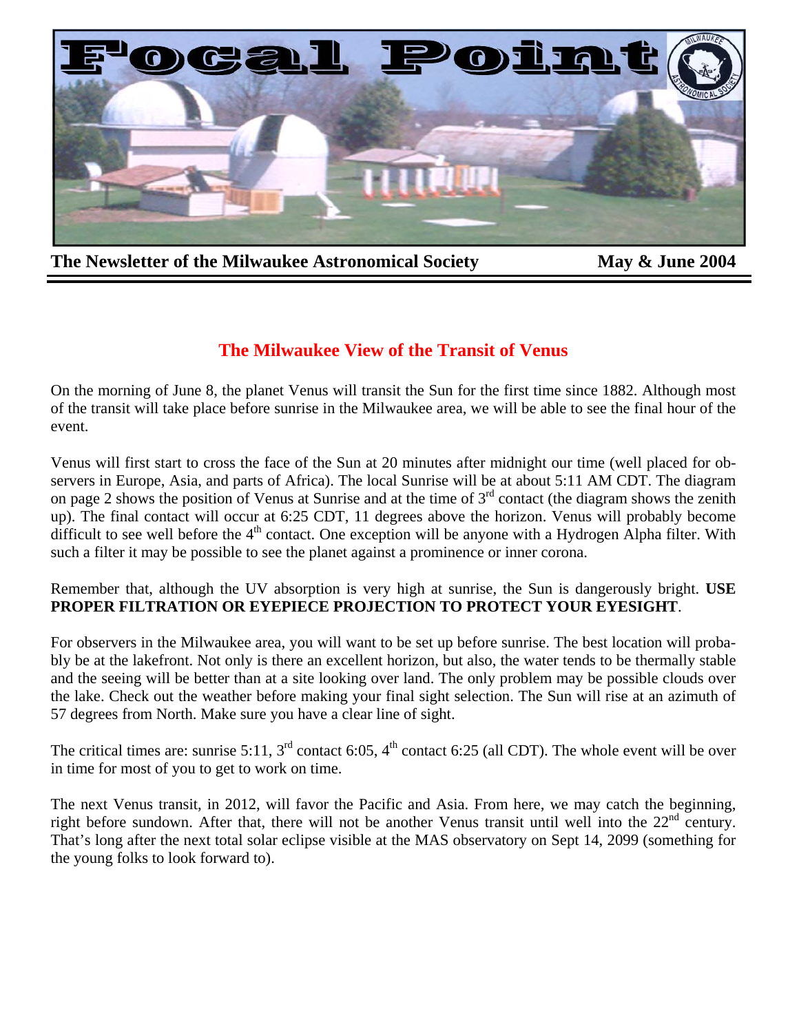# Focal Point

**The Newsletter of the Milwaukee Astronomical Society** **May & June 2004**

## The Milwaukee View of the Transit of Venus

On the morning of June 8, the planet Venus will transit the Sun for the first time since 1882. Although most of the transit will take place before sunrise in the Milwaukee area, we will be able to see the final hour of the event.

Venus will first start to cross the face of the Sun at 20 minutes after midnight our time (well placed for observers in Europe, Asia, and parts of Africa). The local Sunrise will be at about 5:11 AM CDT. The diagram on page 2 shows the position of Venus at Sunrise and at the time of 3rd contact (the diagram shows the zenith up). The final contact will occur at 6:25 CDT, 11 degrees above the horizon. Venus will probably become difficult to see well before the 4th contact. One exception will be anyone with a Hydrogen Alpha filter. With such a filter it may be possible to see the planet against a prominence or inner corona.

Remember that, although the UV absorption is very high at sunrise, the Sun is dangerously bright. **USE PROPER FILTRATION OR EYEPIECE PROJECTION TO PROTECT YOUR EYESIGHT**.

For observers in the Milwaukee area, you will want to be set up before sunrise. The best location will probably be at the lakefront. Not only is there an excellent horizon, but also, the water tends to be thermally stable and the seeing will be better than at a site looking over land. The only problem may be possible clouds over the lake. Check out the weather before making your final sight selection. The Sun will rise at an azimuth of 57 degrees from North. Make sure you have a clear line of sight.

The critical times are: sunrise 5:11, 3rd contact 6:05, 4th contact 6:25 (all CDT). The whole event will be over in time for most of you to get to work on time.

The next Venus transit, in 2012, will favor the Pacific and Asia. From here, we may catch the beginning, right before sundown. After that, there will not be another Venus transit until well into the 22nd century. That's long after the next total solar eclipse visible at the MAS observatory on Sept 14, 2099 (something for the young folks to look forward to).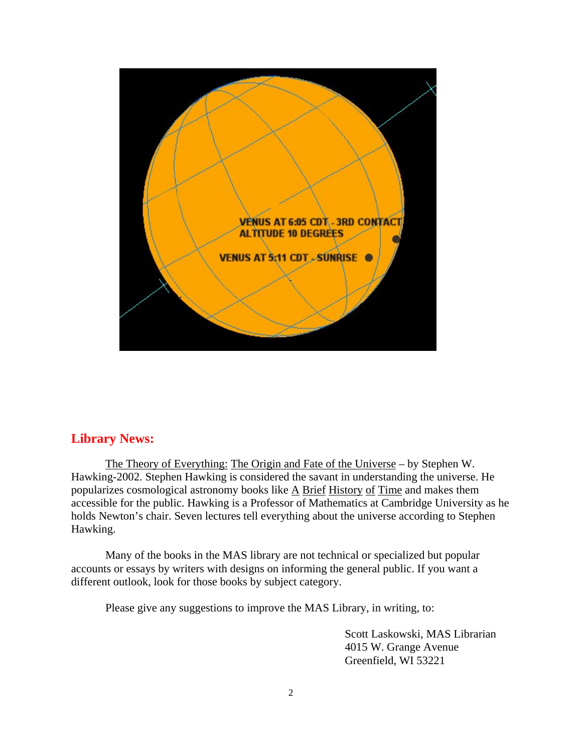## Library News:

The Theory of Everything: The Origin and Fate of the Universe – by Stephen W. Hawking-2002. Stephen Hawking is considered the savant in understanding the universe. He popularizes cosmological astronomy books like A Brief History of Time and makes them accessible for the public. Hawking is a Professor of Mathematics at Cambridge University as he holds Newton's chair. Seven lectures tell everything about the universe according to Stephen Hawking.

Many of the books in the MAS library are not technical or specialized but popular accounts or essays by writers with designs on informing the general public. If you want a different outlook, look for those books by subject category.

Please give any suggestions to improve the MAS Library, in writing, to:

Scott Laskowski, MAS Librarian
4015 W. Grange Avenue
Greenfield, WI 53221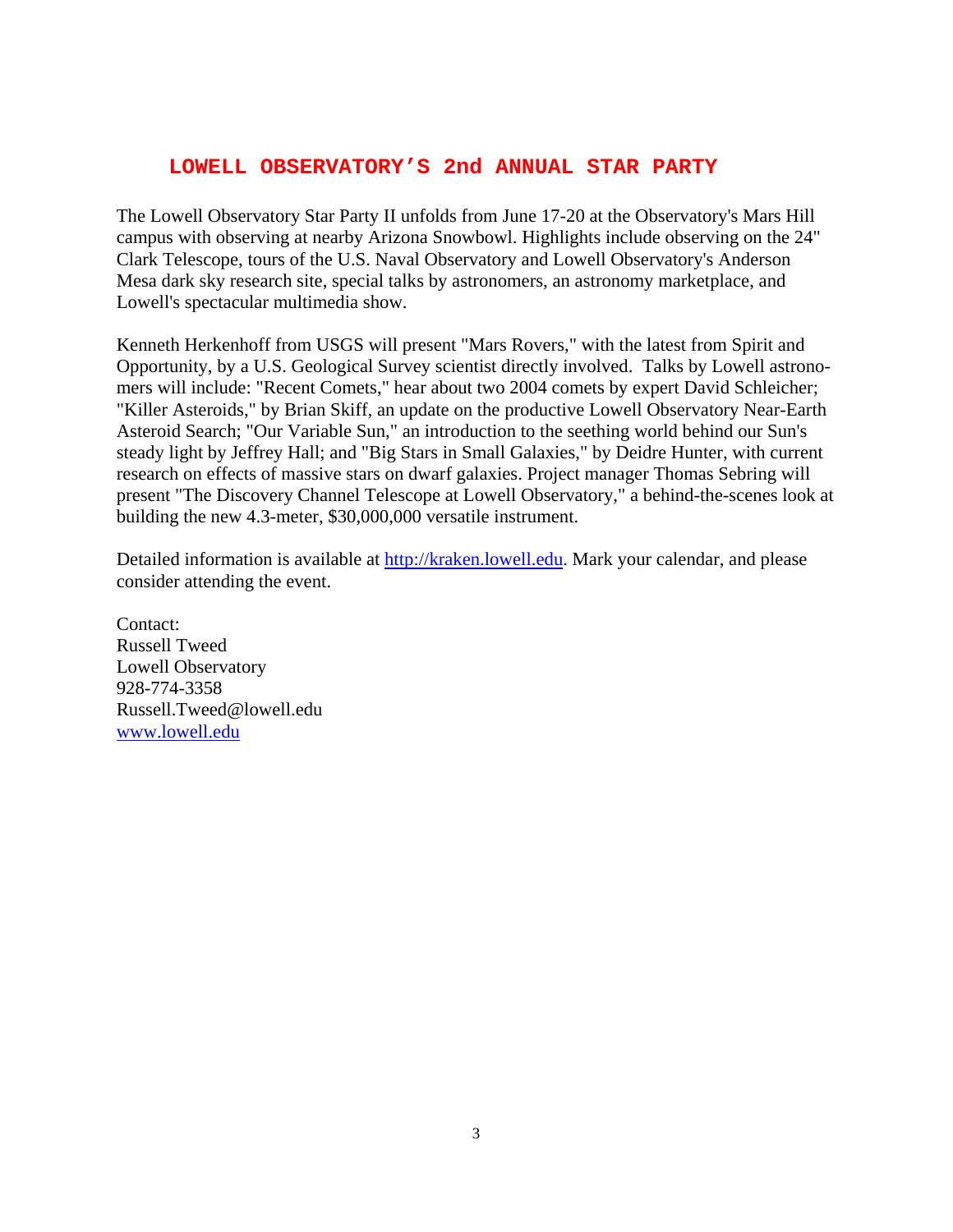## LOWELL OBSERVATORY'S 2nd ANNUAL STAR PARTY

The Lowell Observatory Star Party II unfolds from June 17-20 at the Observatory's Mars Hill campus with observing at nearby Arizona Snowbowl. Highlights include observing on the 24" Clark Telescope, tours of the U.S. Naval Observatory and Lowell Observatory's Anderson Mesa dark sky research site, special talks by astronomers, an astronomy marketplace, and Lowell's spectacular multimedia show.

Kenneth Herkenhoff from USGS will present "Mars Rovers," with the latest from Spirit and Opportunity, by a U.S. Geological Survey scientist directly involved. Talks by Lowell astronomers will include: "Recent Comets," hear about two 2004 comets by expert David Schleicher; "Killer Asteroids," by Brian Skiff, an update on the productive Lowell Observatory Near-Earth Asteroid Search; "Our Variable Sun," an introduction to the seething world behind our Sun's steady light by Jeffrey Hall; and "Big Stars in Small Galaxies," by Deidre Hunter, with current research on effects of massive stars on dwarf galaxies. Project manager Thomas Sebring will present "The Discovery Channel Telescope at Lowell Observatory," a behind-the-scenes look at building the new 4.3-meter, $30,000,000 versatile instrument.

Detailed information is available at [http://kraken.lowell.edu](http://kraken.lowell.edu). Mark your calendar, and please consider attending the event.

Contact:
Russell Tweed
Lowell Observatory
928-774-3358
Russell.Tweed@lowell.edu
[www.lowell.edu](http://www.lowell.edu)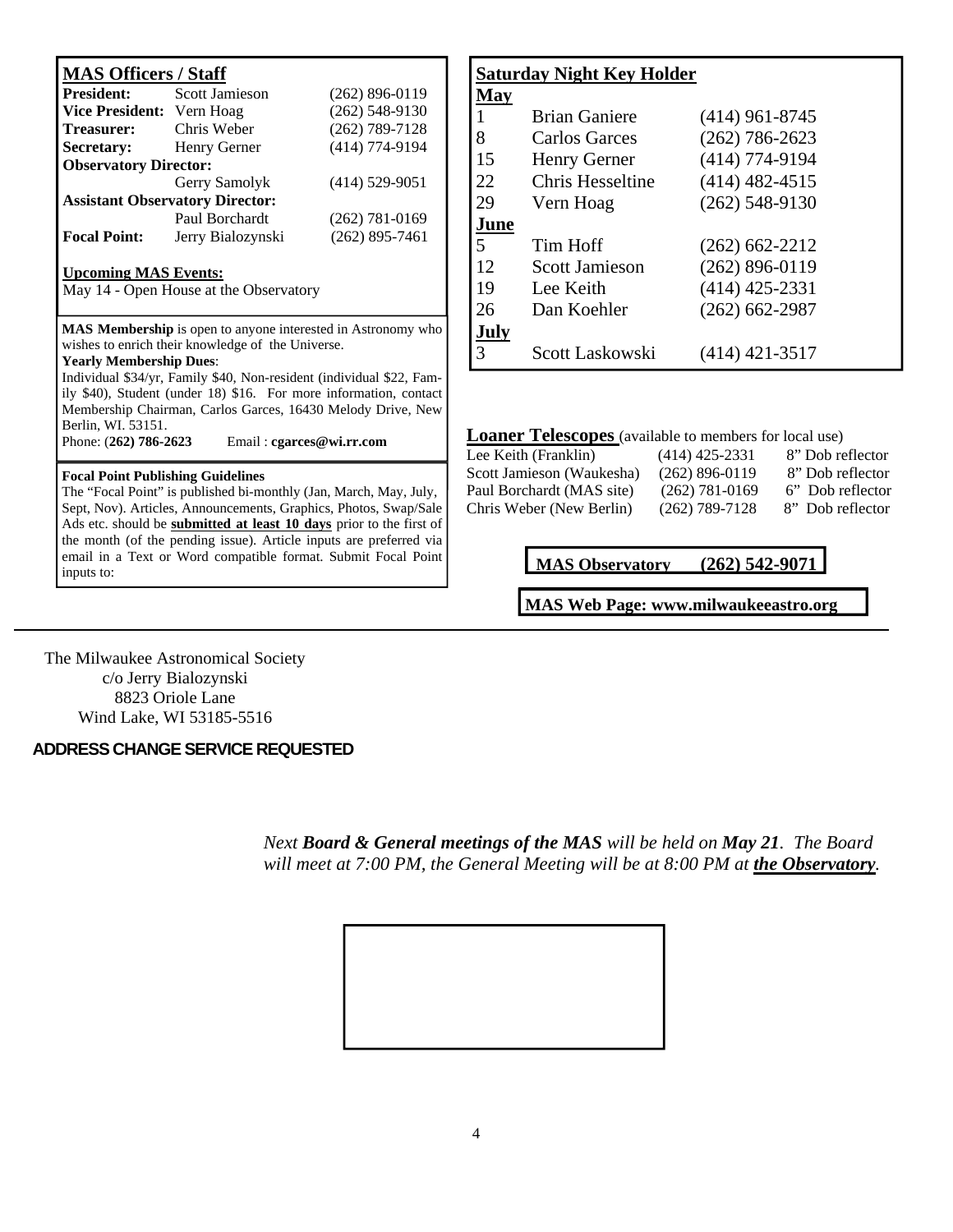## MAS Officers / Staff

| | | |
|---|---|---|
| **President:** | Scott Jamieson | (262) 896-0119 |
| **Vice President:** | Vern Hoag | (262) 548-9130 |
| **Treasurer:** | Chris Weber | (262) 789-7128 |
| **Secretary:** | Henry Gerner | (414) 774-9194 |
| **Observatory Director:** | | |
| | Gerry Samolyk | (414) 529-9051 |
| **Assistant Observatory Director:** | | |
| | Paul Borchardt | (262) 781-0169 |
| **Focal Point:** | Jerry Bialozynski | (262) 895-7461 |

**Upcoming MAS Events:**

May 14 - Open House at the Observatory

**MAS Membership** is open to anyone interested in Astronomy who wishes to enrich their knowledge of the Universe.

**Yearly Membership Dues**:

Individual $34/yr, Family $40, Non-resident (individual $22, Family $40), Student (under 18) $16. For more information, contact Membership Chairman, Carlos Garces, 16430 Melody Drive, New Berlin, WI. 53151.

Phone: (**262) 786-2623** Email : **cgarces@wi.rr.com**

**Focal Point Publishing Guidelines**

The "Focal Point" is published bi-monthly (Jan, March, May, July, Sept, Nov). Articles, Announcements, Graphics, Photos, Swap/Sale Ads etc. should be **submitted at least 10 days** prior to the first of the month (of the pending issue). Article inputs are preferred via email in a Text or Word compatible format. Submit Focal Point inputs to:

## Saturday Night Key Holder

| | | |
|---|---|---|
| **May** | | |
| 1 | Brian Ganiere | (414) 961-8745 |
| 8 | Carlos Garces | (262) 786-2623 |
| 15 | Henry Gerner | (414) 774-9194 |
| 22 | Chris Hesseltine | (414) 482-4515 |
| 29 | Vern Hoag | (262) 548-9130 |
| **June** | | |
| 5 | Tim Hoff | (262) 662-2212 |
| 12 | Scott Jamieson | (262) 896-0119 |
| 19 | Lee Keith | (414) 425-2331 |
| 26 | Dan Koehler | (262) 662-2987 |
| **July** | | |
| 3 | Scott Laskowski | (414) 421-3517 |

**Loaner Telescopes** (available to members for local use)

| | | |
|---|---|---|
| Lee Keith (Franklin) | (414) 425-2331 | 8" Dob reflector |
| Scott Jamieson (Waukesha) | (262) 896-0119 | 8" Dob reflector |
| Paul Borchardt (MAS site) | (262) 781-0169 | 6" Dob reflector |
| Chris Weber (New Berlin) | (262) 789-7128 | 8" Dob reflector |

**MAS Observatory (262) 542-9071**

**MAS Web Page: www.milwaukeeastro.org**

The Milwaukee Astronomical Society
c/o Jerry Bialozynski
8823 Oriole Lane
Wind Lake, WI 53185-5516

**ADDRESS CHANGE SERVICE REQUESTED**

*Next **Board & General meetings of the MAS** will be held on **May 21**. The Board will meet at 7:00 PM, the General Meeting will be at 8:00 PM at **the Observatory**.*